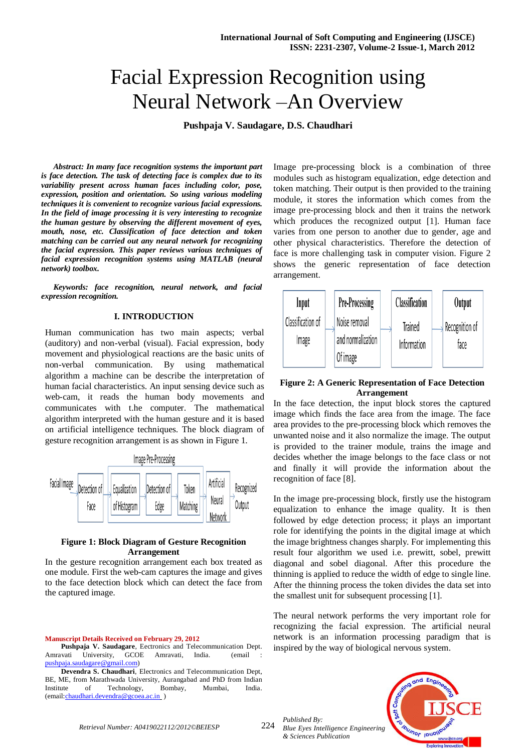# Facial Expression Recognition using Neural Network –An Overview

**Pushpaja V. Saudagare, D.S. Chaudhari**

***Abstract:** In many face recognition systems the important part is face detection. The task of detecting face is complex due to its variability present across human faces including color, pose, expression, position and orientation. So using various modeling techniques it is convenient to recognize various facial expressions. In the field of image processing it is very interesting to recognize the human gesture by observing the different movement of eyes, mouth, nose, etc. Classification of face detection and token matching can be carried out any neural network for recognizing the facial expression. This paper reviews various techniques of facial expression recognition systems using MATLAB (neural network) toolbox.*

***Keywords:** face recognition, neural network, and facial expression recognition.*

## I. INTRODUCTION

Human communication has two main aspects; verbal (auditory) and non-verbal (visual). Facial expression, body movement and physiological reactions are the basic units of non-verbal communication. By using mathematical algorithm a machine can be describe the interpretation of human facial characteristics. An input sensing device such as web-cam, it reads the human body movements and communicates with t.he computer. The mathematical algorithm interpreted with the human gesture and it is based on artificial intelligence techniques. The block diagram of gesture recognition arrangement is as shown in Figure 1.

**Figure 1: Block Diagram of Gesture Recognition Arrangement**

In the gesture recognition arrangement each box treated as one module. First the web-cam captures the image and gives to the face detection block which can detect the face from the captured image.

Image pre-processing block is a combination of three modules such as histogram equalization, edge detection and token matching. Their output is then provided to the training module, it stores the information which comes from the image pre-processing block and then it trains the network which produces the recognized output [1]. Human face varies from one person to another due to gender, age and other physical characteristics. Therefore the detection of face is more challenging task in computer vision. Figure 2 shows the generic representation of face detection arrangement.

**Figure 2: A Generic Representation of Face Detection Arrangement**

In the face detection, the input block stores the captured image which finds the face area from the image. The face area provides to the pre-processing block which removes the unwanted noise and it also normalize the image. The output is provided to the trainer module, trains the image and decides whether the image belongs to the face class or not and finally it will provide the information about the recognition of face [8].

In the image pre-processing block, firstly use the histogram equalization to enhance the image quality. It is then followed by edge detection process; it plays an important role for identifying the points in the digital image at which the image brightness changes sharply. For implementing this result four algorithm we used i.e. prewitt, sobel, prewitt diagonal and sobel diagonal. After this procedure the thinning is applied to reduce the width of edge to single line. After the thinning process the token divides the data set into the smallest unit for subsequent processing [1].

The neural network performs the very important role for recognizing the facial expression. The artificial neural network is an information processing paradigm that is inspired by the way of biological nervous system.

**Manuscript Details Received on February 29, 2012**

**Pushpaja V. Saudagare**, Ectronics and Telecommunication Dept. Amravati University, GCOE Amravati, India. (email : pushpaja.saudagare@gmail.com)

**Devendra S. Chaudhari**, Electronics and Telecommunication Dept, BE, ME, from Marathwada University, Aurangabad and PhD from Indian Institute of Technology, Bombay, Mumbai, India. (email:chaudhari.devendra@gcoea.ac.in )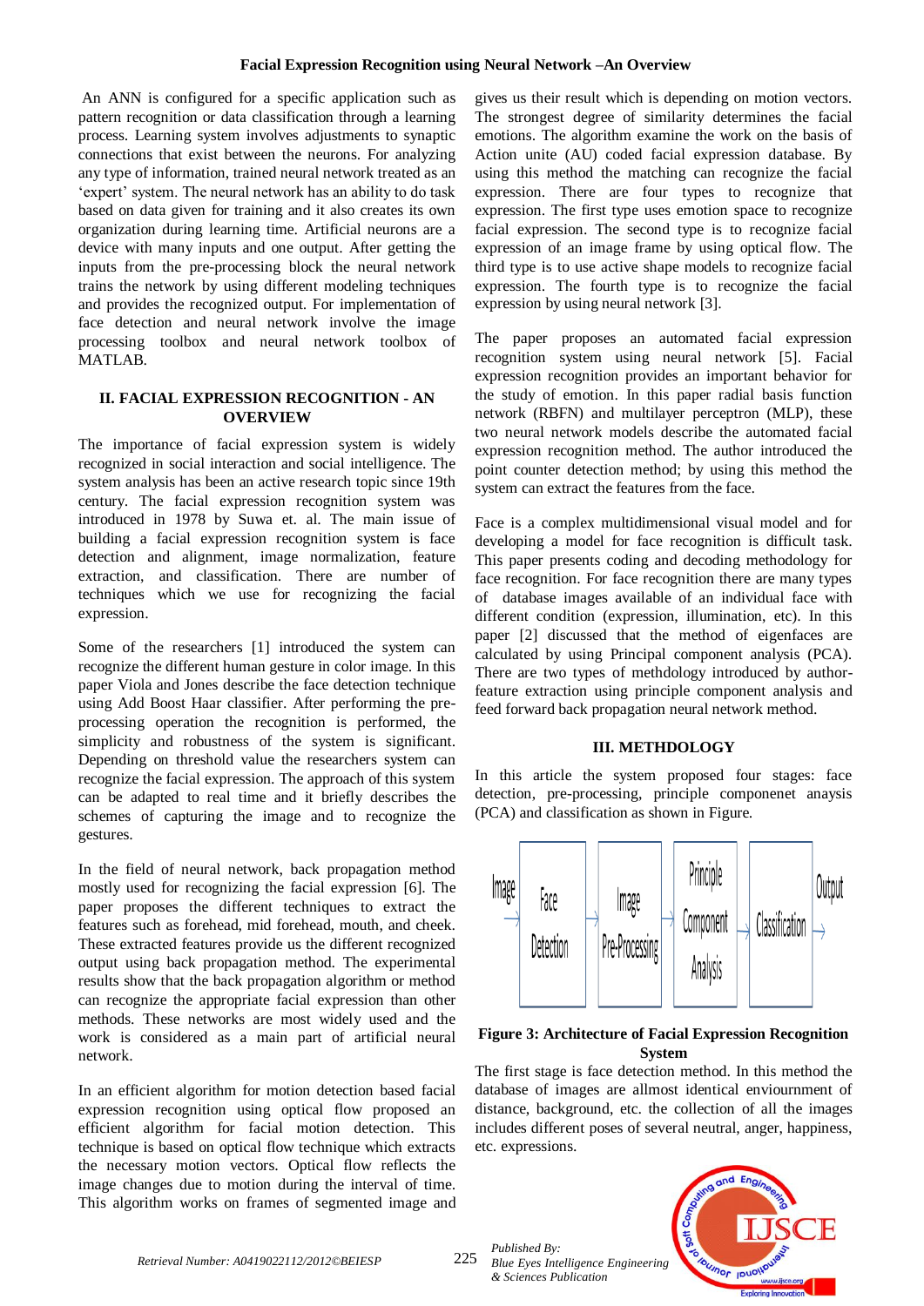An ANN is configured for a specific application such as pattern recognition or data classification through a learning process. Learning system involves adjustments to synaptic connections that exist between the neurons. For analyzing any type of information, trained neural network treated as an 'expert' system. The neural network has an ability to do task based on data given for training and it also creates its own organization during learning time. Artificial neurons are a device with many inputs and one output. After getting the inputs from the pre-processing block the neural network trains the network by using different modeling techniques and provides the recognized output. For implementation of face detection and neural network involve the image processing toolbox and neural network toolbox of MATLAB.

## II. FACIAL EXPRESSION RECOGNITION - AN OVERVIEW

The importance of facial expression system is widely recognized in social interaction and social intelligence. The system analysis has been an active research topic since 19th century. The facial expression recognition system was introduced in 1978 by Suwa et. al. The main issue of building a facial expression recognition system is face detection and alignment, image normalization, feature extraction, and classification. There are number of techniques which we use for recognizing the facial expression.

Some of the researchers [1] introduced the system can recognize the different human gesture in color image. In this paper Viola and Jones describe the face detection technique using Add Boost Haar classifier. After performing the pre-processing operation the recognition is performed, the simplicity and robustness of the system is significant. Depending on threshold value the researchers system can recognize the facial expression. The approach of this system can be adapted to real time and it briefly describes the schemes of capturing the image and to recognize the gestures.

In the field of neural network, back propagation method mostly used for recognizing the facial expression [6]. The paper proposes the different techniques to extract the features such as forehead, mid forehead, mouth, and cheek. These extracted features provide us the different recognized output using back propagation method. The experimental results show that the back propagation algorithm or method can recognize the appropriate facial expression than other methods. These networks are most widely used and the work is considered as a main part of artificial neural network.

In an efficient algorithm for motion detection based facial expression recognition using optical flow proposed an efficient algorithm for facial motion detection. This technique is based on optical flow technique which extracts the necessary motion vectors. Optical flow reflects the image changes due to motion during the interval of time. This algorithm works on frames of segmented image and gives us their result which is depending on motion vectors. The strongest degree of similarity determines the facial emotions. The algorithm examine the work on the basis of Action unite (AU) coded facial expression database. By using this method the matching can recognize the facial expression. There are four types to recognize that expression. The first type uses emotion space to recognize facial expression. The second type is to recognize facial expression of an image frame by using optical flow. The third type is to use active shape models to recognize facial expression. The fourth type is to recognize the facial expression by using neural network [3].

The paper proposes an automated facial expression recognition system using neural network [5]. Facial expression recognition provides an important behavior for the study of emotion. In this paper radial basis function network (RBFN) and multilayer perceptron (MLP), these two neural network models describe the automated facial expression recognition method. The author introduced the point counter detection method; by using this method the system can extract the features from the face.

Face is a complex multidimensional visual model and for developing a model for face recognition is difficult task. This paper presents coding and decoding methodology for face recognition. For face recognition there are many types of database images available of an individual face with different condition (expression, illumination, etc). In this paper [2] discussed that the method of eigenfaces are calculated by using Principal component analysis (PCA). There are two types of methdology introduced by author-feature extraction using principle component analysis and feed forward back propagation neural network method.

## III. METHDOLOGY

In this article the system proposed four stages: face detection, pre-processing, principle componenet anaysis (PCA) and classification as shown in Figure.

Image → Face Detection → Image Pre-Processing → Principle Component Analysis → Classification → Output

**Figure 3: Architecture of Facial Expression Recognition System**

The first stage is face detection method. In this method the database of images are allmost identical enviournment of distance, background, etc. the collection of all the images includes different poses of several neutral, anger, happiness, etc. expressions.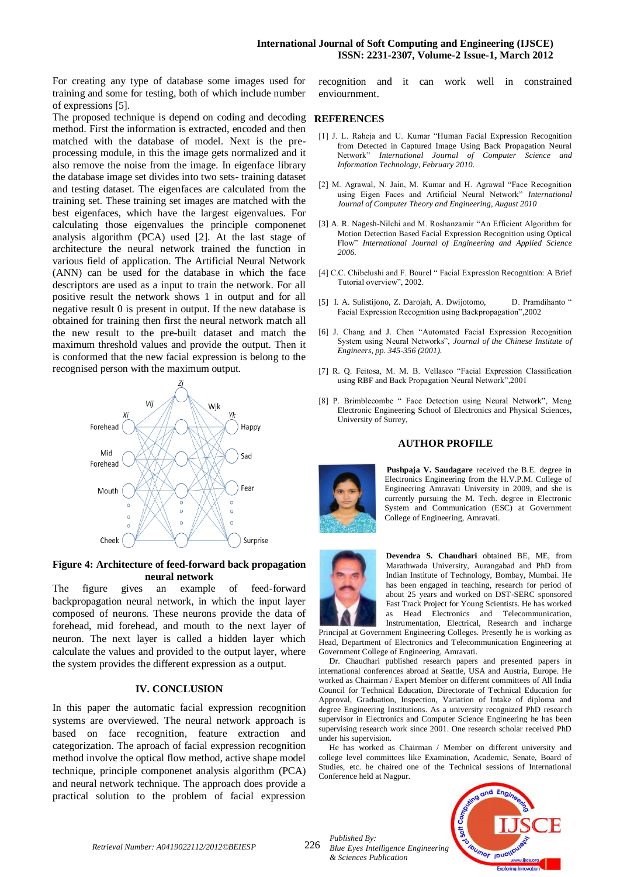For creating any type of database some images used for training and some for testing, both of which include number of expressions [5].

The proposed technique is depend on coding and decoding method. First the information is extracted, encoded and then matched with the database of model. Next is the pre-processing module, in this the image gets normalized and it also remove the noise from the image. In eigenface library the database image set divides into two sets- training dataset and testing dataset. The eigenfaces are calculated from the training set. These training set images are matched with the best eigenfaces, which have the largest eigenvalues. For calculating those eigenvalues the principle componenet analysis algorithm (PCA) used [2]. At the last stage of architecture the neural network trained the function in various field of application. The Artificial Neural Network (ANN) can be used for the database in which the face descriptors are used as a input to train the network. For all positive result the network shows 1 in output and for all negative result 0 is present in output. If the new database is obtained for training then first the neural network match all the new result to the pre-built dataset and match the maximum threshold values and provide the output. Then it is conformed that the new facial expression is belong to the recognised person with the maximum output.

**Figure 4: Architecture of feed-forward back propagation neural network**

The figure gives an example of feed-forward backpropagation neural network, in which the input layer composed of neurons. These neurons provide the data of forehead, mid forehead, and mouth to the next layer of neuron. The next layer is called a hidden layer which calculate the values and provided to the output layer, where the system provides the different expression as a output.

## IV. CONCLUSION

In this paper the automatic facial expression recognition systems are overviewed. The neural network approach is based on face recognition, feature extraction and categorization. The aproach of facial expression recognition method involve the optical flow method, active shape model technique, principle componenet analysis algorithm (PCA) and neural network technique. The approach does provide a practical solution to the problem of facial expression recognition and it can work well in constrained enviournment.

## REFERENCES

[1] J. L. Raheja and U. Kumar "Human Facial Expression Recognition from Detected in Captured Image Using Back Propagation Neural Network" *International Journal of Computer Science and Information Technology, February 2010.*

[2] M. Agrawal, N. Jain, M. Kumar and H. Agrawal "Face Recognition using Eigen Faces and Artificial Neural Network" *International Journal of Computer Theory and Engineering, August 2010*

[3] A. R. Nagesh-Nilchi and M. Roshanzamir "An Efficient Algorithm for Motion Detection Based Facial Expression Recognition using Optical Flow" *International Journal of Engineering and Applied Science 2006.*

[4] C.C. Chibelushi and F. Bourel " Facial Expression Recognition: A Brief Tutorial overview", 2002.

[5] I. A. Sulistijono, Z. Darojah, A. Dwijotomo, D. Pramdihanto " Facial Expression Recognition using Backpropagation",2002

[6] J. Chang and J. Chen "Automated Facial Expression Recognition System using Neural Networks", *Journal of the Chinese Institute of Engineers, pp. 345-356 (2001).*

[7] R. Q. Feitosa, M. M. B. Vellasco "Facial Expression Classification using RBF and Back Propagation Neural Network",2001

[8] P. Brimblecombe " Face Detection using Neural Network", Meng Electronic Engineering School of Electronics and Physical Sciences, University of Surrey,

## AUTHOR PROFILE

**Pushpaja V. Saudagare** received the B.E. degree in Electronics Engineering from the H.V.P.M. College of Engineering Amravati University in 2009, and she is currently pursuing the M. Tech. degree in Electronic System and Communication (ESC) at Government College of Engineering, Amravati.

**Devendra S. Chaudhari** obtained BE, ME, from Marathwada University, Aurangabad and PhD from Indian Institute of Technology, Bombay, Mumbai. He has been engaged in teaching, research for period of about 25 years and worked on DST-SERC sponsored Fast Track Project for Young Scientists. He has worked as Head Electronics and Telecommunication, Instrumentation, Electrical, Research and incharge Principal at Government Engineering Colleges. Presently he is working as Head, Department of Electronics and Telecommunication Engineering at Government College of Engineering, Amravati.

Dr. Chaudhari published research papers and presented papers in international conferences abroad at Seattle, USA and Austria, Europe. He worked as Chairman / Expert Member on different committees of All India Council for Technical Education, Directorate of Technical Education for Approval, Graduation, Inspection, Variation of Intake of diploma and degree Engineering Institutions. As a university recognized PhD research supervisor in Electronics and Computer Science Engineering he has been supervising research work since 2001. One research scholar received PhD under his supervision.

He has worked as Chairman / Member on different university and college level committees like Examination, Academic, Senate, Board of Studies, etc. he chaired one of the Technical sessions of International Conference held at Nagpur.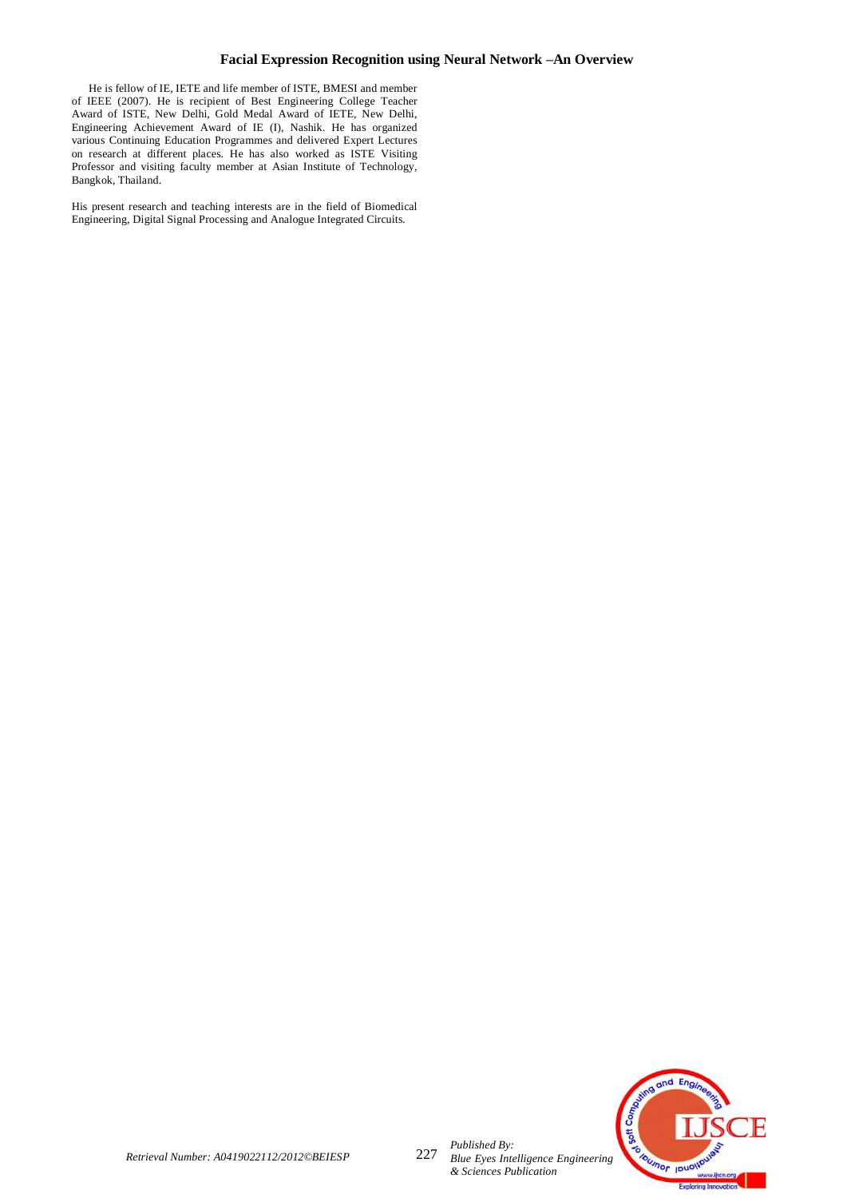He is fellow of IE, IETE and life member of ISTE, BMESI and member of IEEE (2007). He is recipient of Best Engineering College Teacher Award of ISTE, New Delhi, Gold Medal Award of IETE, New Delhi, Engineering Achievement Award of IE (I), Nashik. He has organized various Continuing Education Programmes and delivered Expert Lectures on research at different places. He has also worked as ISTE Visiting Professor and visiting faculty member at Asian Institute of Technology, Bangkok, Thailand.

His present research and teaching interests are in the field of Biomedical Engineering, Digital Signal Processing and Analogue Integrated Circuits.